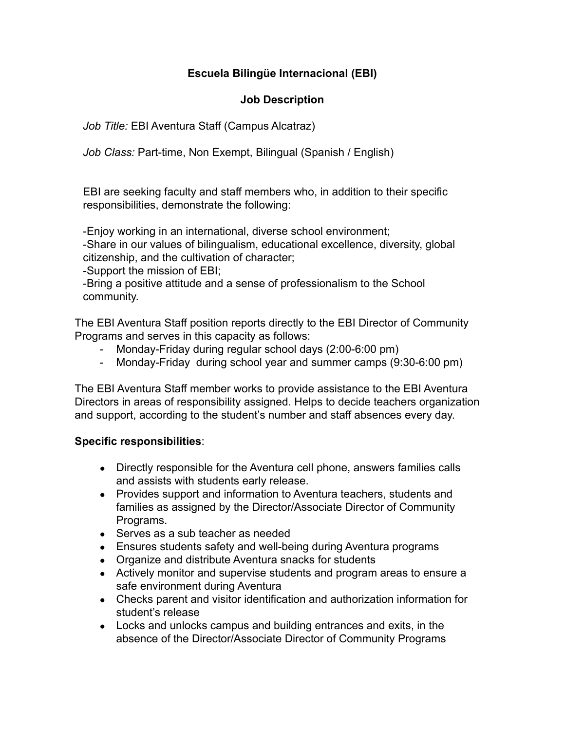**Escuela Bilingüe Internacional (EBI)**

**Job Description**

*Job Title:* EBI Aventura Staff (Campus Alcatraz)

*Job Class:* Part-time, Non Exempt, Bilingual (Spanish / English)

EBI are seeking faculty and staff members who, in addition to their specific responsibilities, demonstrate the following:

-Enjoy working in an international, diverse school environment;
-Share in our values of bilingualism, educational excellence, diversity, global citizenship, and the cultivation of character;
-Support the mission of EBI;
-Bring a positive attitude and a sense of professionalism to the School community.

The EBI Aventura Staff position reports directly to the EBI Director of Community Programs and serves in this capacity as follows:

- Monday-Friday during regular school days (2:00-6:00 pm)
- Monday-Friday during school year and summer camps (9:30-6:00 pm)

The EBI Aventura Staff member works to provide assistance to the EBI Aventura Directors in areas of responsibility assigned. Helps to decide teachers organization and support, according to the student's number and staff absences every day.

**Specific responsibilities**:

- Directly responsible for the Aventura cell phone, answers families calls and assists with students early release.
- Provides support and information to Aventura teachers, students and families as assigned by the Director/Associate Director of Community Programs.
- Serves as a sub teacher as needed
- Ensures students safety and well-being during Aventura programs
- Organize and distribute Aventura snacks for students
- Actively monitor and supervise students and program areas to ensure a safe environment during Aventura
- Checks parent and visitor identification and authorization information for student's release
- Locks and unlocks campus and building entrances and exits, in the absence of the Director/Associate Director of Community Programs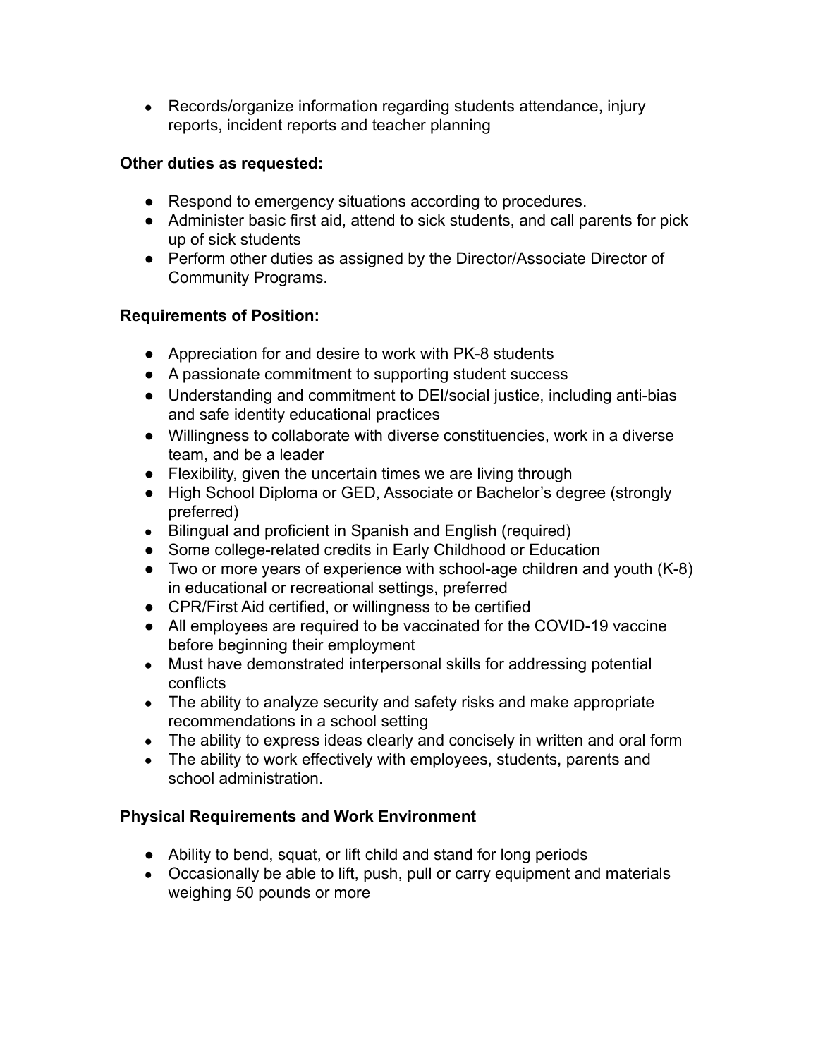- Records/organize information regarding students attendance, injury reports, incident reports and teacher planning

**Other duties as requested:**

- Respond to emergency situations according to procedures.
- Administer basic first aid, attend to sick students, and call parents for pick up of sick students
- Perform other duties as assigned by the Director/Associate Director of Community Programs.

**Requirements of Position:**

- Appreciation for and desire to work with PK-8 students
- A passionate commitment to supporting student success
- Understanding and commitment to DEI/social justice, including anti-bias and safe identity educational practices
- Willingness to collaborate with diverse constituencies, work in a diverse team, and be a leader
- Flexibility, given the uncertain times we are living through
- High School Diploma or GED, Associate or Bachelor's degree (strongly preferred)
- Bilingual and proficient in Spanish and English (required)
- Some college-related credits in Early Childhood or Education
- Two or more years of experience with school-age children and youth (K-8) in educational or recreational settings, preferred
- CPR/First Aid certified, or willingness to be certified
- All employees are required to be vaccinated for the COVID-19 vaccine before beginning their employment
- Must have demonstrated interpersonal skills for addressing potential conflicts
- The ability to analyze security and safety risks and make appropriate recommendations in a school setting
- The ability to express ideas clearly and concisely in written and oral form
- The ability to work effectively with employees, students, parents and school administration.

**Physical Requirements and Work Environment**

- Ability to bend, squat, or lift child and stand for long periods
- Occasionally be able to lift, push, pull or carry equipment and materials weighing 50 pounds or more